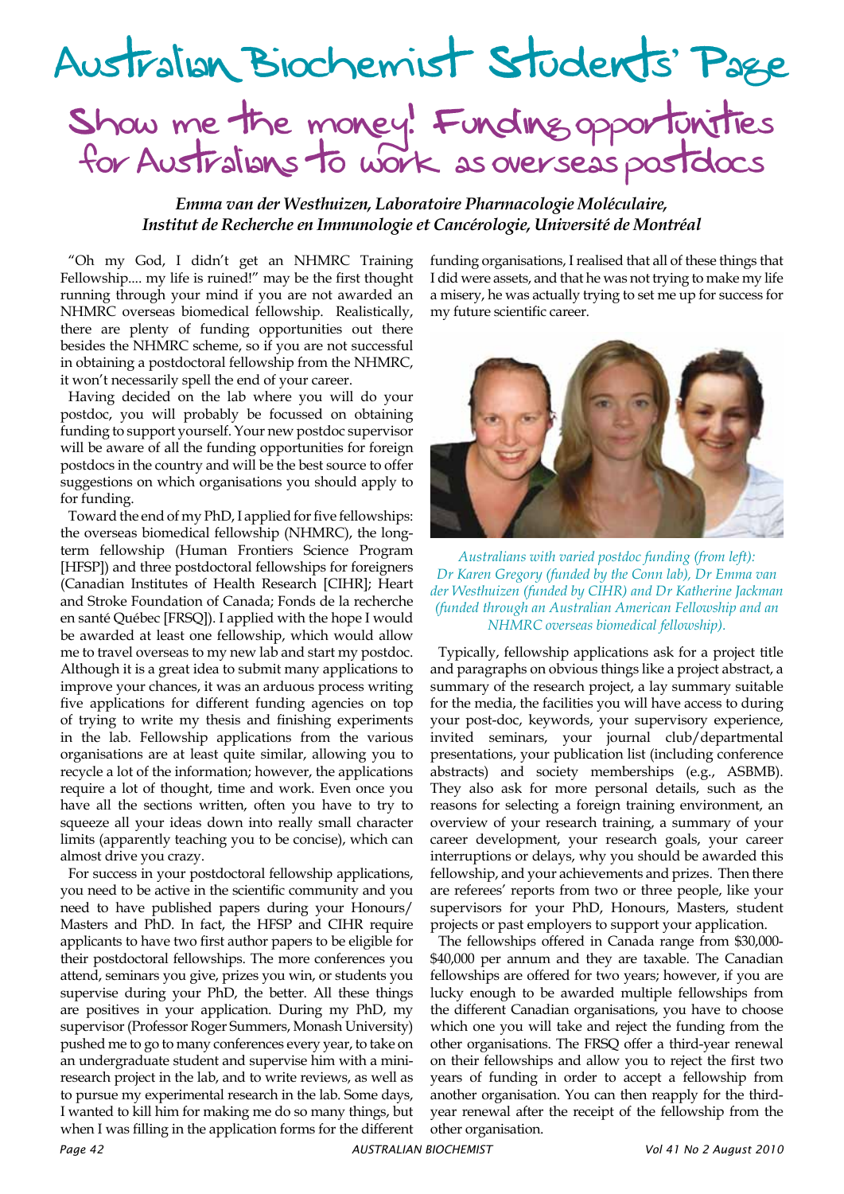# Australian Biochemist Students' Page

## Show me the money! Funding opportunities for Australians to work as overseas postdocs

***Emma van der Westhuizen, Laboratoire Pharmacologie Moléculaire, Institut de Recherche en Immunologie et Cancérologie, Université de Montréal***

"Oh my God, I didn't get an NHMRC Training Fellowship.... my life is ruined!" may be the first thought running through your mind if you are not awarded an NHMRC overseas biomedical fellowship. Realistically, there are plenty of funding opportunities out there besides the NHMRC scheme, so if you are not successful in obtaining a postdoctoral fellowship from the NHMRC, it won't necessarily spell the end of your career.

Having decided on the lab where you will do your postdoc, you will probably be focussed on obtaining funding to support yourself. Your new postdoc supervisor will be aware of all the funding opportunities for foreign postdocs in the country and will be the best source to offer suggestions on which organisations you should apply to for funding.

Toward the end of my PhD, I applied for five fellowships: the overseas biomedical fellowship (NHMRC), the long-term fellowship (Human Frontiers Science Program [HFSP]) and three postdoctoral fellowships for foreigners (Canadian Institutes of Health Research [CIHR]; Heart and Stroke Foundation of Canada; Fonds de la recherche en santé Québec [FRSQ]). I applied with the hope I would be awarded at least one fellowship, which would allow me to travel overseas to my new lab and start my postdoc. Although it is a great idea to submit many applications to improve your chances, it was an arduous process writing five applications for different funding agencies on top of trying to write my thesis and finishing experiments in the lab. Fellowship applications from the various organisations are at least quite similar, allowing you to recycle a lot of the information; however, the applications require a lot of thought, time and work. Even once you have all the sections written, often you have to try to squeeze all your ideas down into really small character limits (apparently teaching you to be concise), which can almost drive you crazy.

For success in your postdoctoral fellowship applications, you need to be active in the scientific community and you need to have published papers during your Honours/Masters and PhD. In fact, the HFSP and CIHR require applicants to have two first author papers to be eligible for their postdoctoral fellowships. The more conferences you attend, seminars you give, prizes you win, or students you supervise during your PhD, the better. All these things are positives in your application. During my PhD, my supervisor (Professor Roger Summers, Monash University) pushed me to go to many conferences every year, to take on an undergraduate student and supervise him with a mini-research project in the lab, and to write reviews, as well as to pursue my experimental research in the lab. Some days, I wanted to kill him for making me do so many things, but when I was filling in the application forms for the different funding organisations, I realised that all of these things that I did were assets, and that he was not trying to make my life a misery, he was actually trying to set me up for success for my future scientific career.

*Australians with varied postdoc funding (from left): Dr Karen Gregory (funded by the Conn lab), Dr Emma van der Westhuizen (funded by CIHR) and Dr Katherine Jackman (funded through an Australian American Fellowship and an NHMRC overseas biomedical fellowship).*

Typically, fellowship applications ask for a project title and paragraphs on obvious things like a project abstract, a summary of the research project, a lay summary suitable for the media, the facilities you will have access to during your post-doc, keywords, your supervisory experience, invited seminars, your journal club/departmental presentations, your publication list (including conference abstracts) and society memberships (e.g., ASBMB). They also ask for more personal details, such as the reasons for selecting a foreign training environment, an overview of your research training, a summary of your career development, your research goals, your career interruptions or delays, why you should be awarded this fellowship, and your achievements and prizes. Then there are referees' reports from two or three people, like your supervisors for your PhD, Honours, Masters, student projects or past employers to support your application.

The fellowships offered in Canada range from $30,000-$40,000 per annum and they are taxable. The Canadian fellowships are offered for two years; however, if you are lucky enough to be awarded multiple fellowships from the different Canadian organisations, you have to choose which one you will take and reject the funding from the other organisations. The FRSQ offer a third-year renewal on their fellowships and allow you to reject the first two years of funding in order to accept a fellowship from another organisation. You can then reapply for the third-year renewal after the receipt of the fellowship from the other organisation.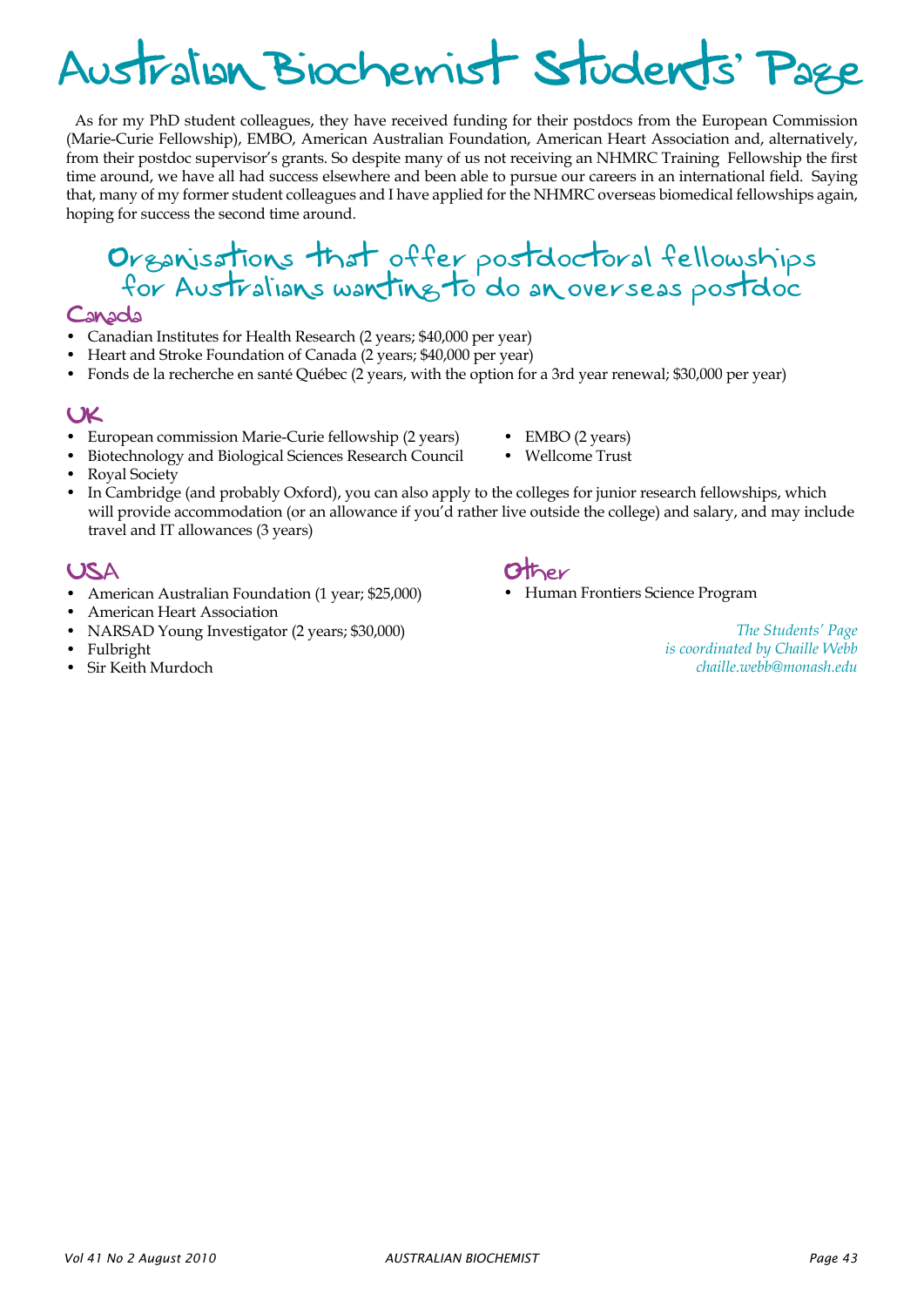# Australian Biochemist Students' Page

As for my PhD student colleagues, they have received funding for their postdocs from the European Commission (Marie-Curie Fellowship), EMBO, American Australian Foundation, American Heart Association and, alternatively, from their postdoc supervisor's grants. So despite many of us not receiving an NHMRC Training Fellowship the first time around, we have all had success elsewhere and been able to pursue our careers in an international field. Saying that, many of my former student colleagues and I have applied for the NHMRC overseas biomedical fellowships again, hoping for success the second time around.

## Organisations that offer postdoctoral fellowships for Australians wanting to do an overseas postdoc

### Canada

- Canadian Institutes for Health Research (2 years; $40,000 per year)
- Heart and Stroke Foundation of Canada (2 years; $40,000 per year)
- Fonds de la recherche en santé Québec (2 years, with the option for a 3rd year renewal; $30,000 per year)

### UK

- European commission Marie-Curie fellowship (2 years)
- Biotechnology and Biological Sciences Research Council
- Royal Society
- EMBO (2 years)
- Wellcome Trust
- In Cambridge (and probably Oxford), you can also apply to the colleges for junior research fellowships, which will provide accommodation (or an allowance if you'd rather live outside the college) and salary, and may include travel and IT allowances (3 years)

### USA

- American Australian Foundation (1 year; $25,000)
- American Heart Association
- NARSAD Young Investigator (2 years; $30,000)
- Fulbright
- Sir Keith Murdoch

### Other

- Human Frontiers Science Program

*The Students' Page is coordinated by Chaille Webb chaille.webb@monash.edu*